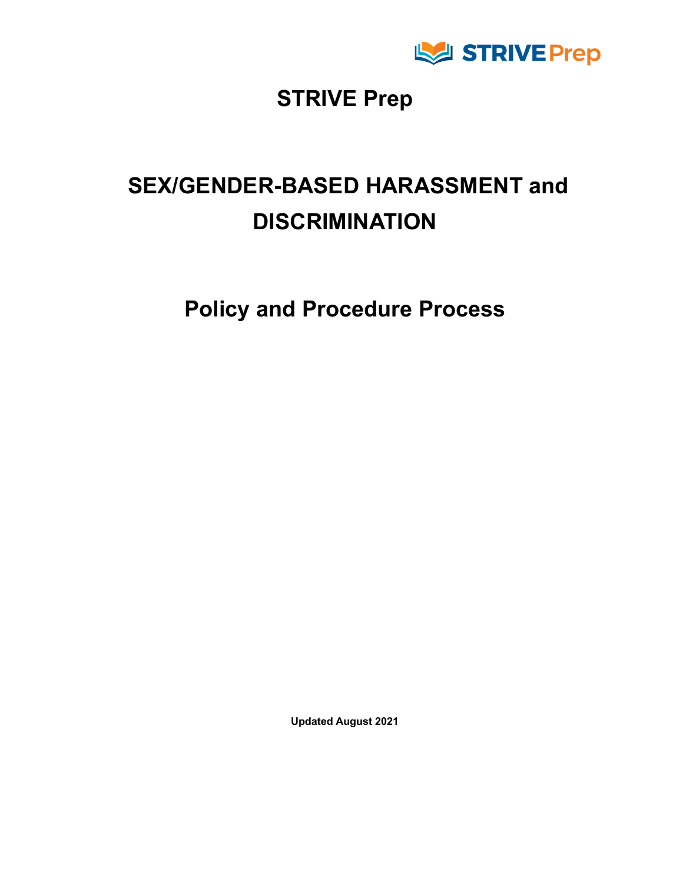# STRIVE Prep

# SEX/GENDER-BASED HARASSMENT and DISCRIMINATION

# Policy and Procedure Process

**Updated August 2021**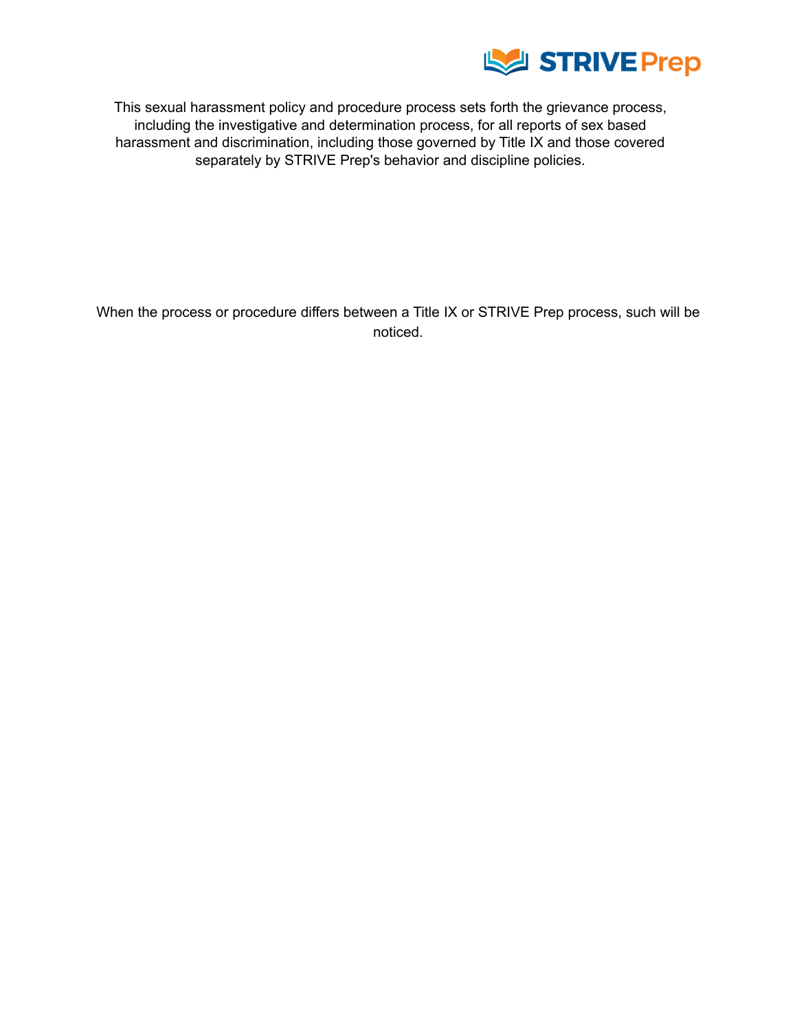This sexual harassment policy and procedure process sets forth the grievance process, including the investigative and determination process, for all reports of sex based harassment and discrimination, including those governed by Title IX and those covered separately by STRIVE Prep's behavior and discipline policies.

When the process or procedure differs between a Title IX or STRIVE Prep process, such will be noticed.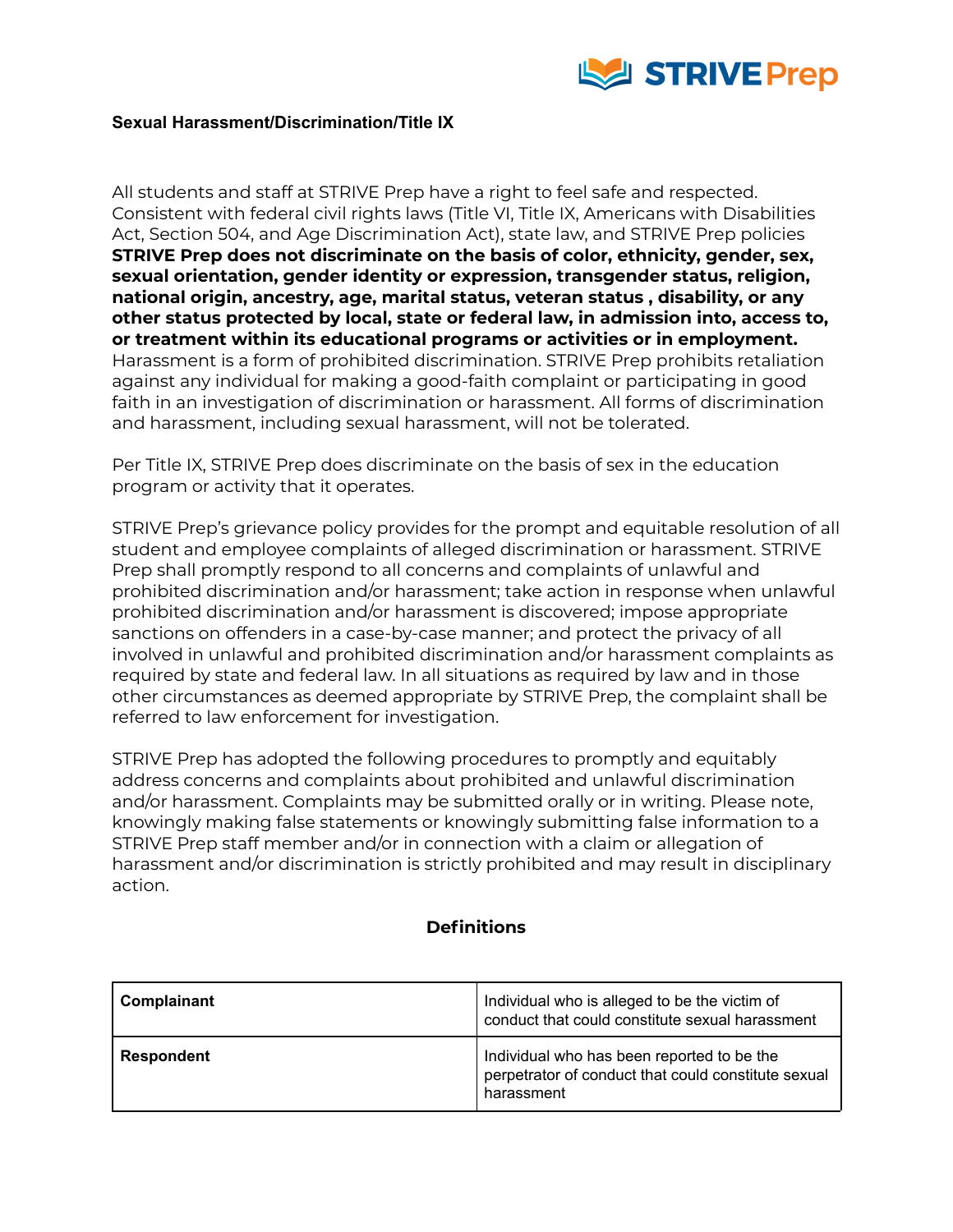**Sexual Harassment/Discrimination/Title IX**

All students and staff at STRIVE Prep have a right to feel safe and respected. Consistent with federal civil rights laws (Title VI, Title IX, Americans with Disabilities Act, Section 504, and Age Discrimination Act), state law, and STRIVE Prep policies **STRIVE Prep does not discriminate on the basis of color, ethnicity, gender, sex, sexual orientation, gender identity or expression, transgender status, religion, national origin, ancestry, age, marital status, veteran status , disability, or any other status protected by local, state or federal law, in admission into, access to, or treatment within its educational programs or activities or in employment.** Harassment is a form of prohibited discrimination. STRIVE Prep prohibits retaliation against any individual for making a good-faith complaint or participating in good faith in an investigation of discrimination or harassment. All forms of discrimination and harassment, including sexual harassment, will not be tolerated.

Per Title IX, STRIVE Prep does discriminate on the basis of sex in the education program or activity that it operates.

STRIVE Prep's grievance policy provides for the prompt and equitable resolution of all student and employee complaints of alleged discrimination or harassment. STRIVE Prep shall promptly respond to all concerns and complaints of unlawful and prohibited discrimination and/or harassment; take action in response when unlawful prohibited discrimination and/or harassment is discovered; impose appropriate sanctions on offenders in a case-by-case manner; and protect the privacy of all involved in unlawful and prohibited discrimination and/or harassment complaints as required by state and federal law. In all situations as required by law and in those other circumstances as deemed appropriate by STRIVE Prep, the complaint shall be referred to law enforcement for investigation.

STRIVE Prep has adopted the following procedures to promptly and equitably address concerns and complaints about prohibited and unlawful discrimination and/or harassment. Complaints may be submitted orally or in writing. Please note, knowingly making false statements or knowingly submitting false information to a STRIVE Prep staff member and/or in connection with a claim or allegation of harassment and/or discrimination is strictly prohibited and may result in disciplinary action.

## Definitions

| | |
|---|---|
| **Complainant** | Individual who is alleged to be the victim of conduct that could constitute sexual harassment |
| **Respondent** | Individual who has been reported to be the perpetrator of conduct that could constitute sexual harassment |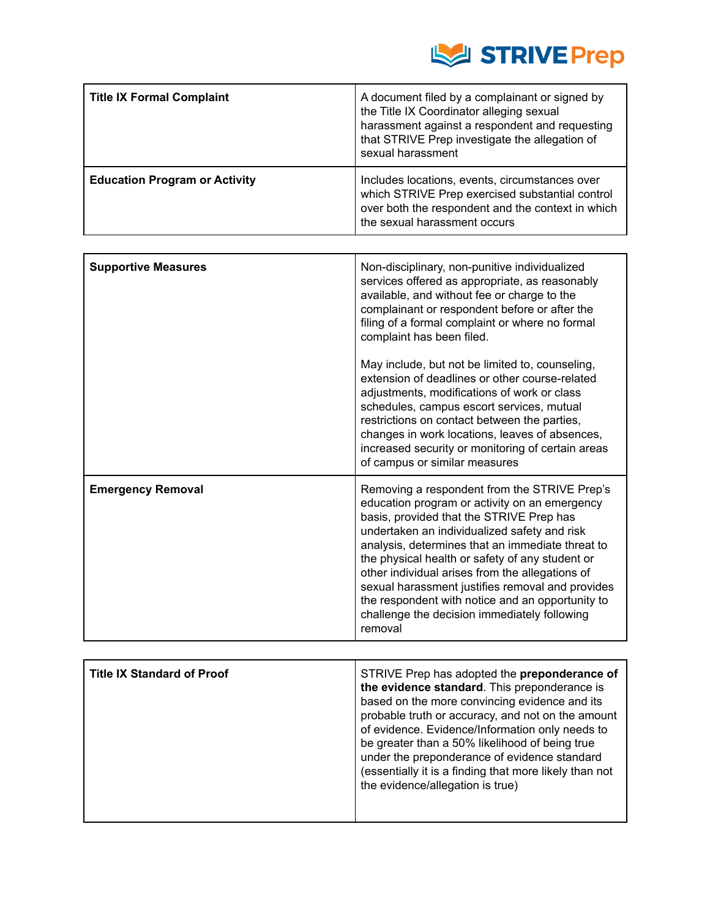| | |
|---|---|
| **Title IX Formal Complaint** | A document filed by a complainant or signed by the Title IX Coordinator alleging sexual harassment against a respondent and requesting that STRIVE Prep investigate the allegation of sexual harassment |
| **Education Program or Activity** | Includes locations, events, circumstances over which STRIVE Prep exercised substantial control over both the respondent and the context in which the sexual harassment occurs |

| | |
|---|---|
| **Supportive Measures** | Non-disciplinary, non-punitive individualized services offered as appropriate, as reasonably available, and without fee or charge to the complainant or respondent before or after the filing of a formal complaint or where no formal complaint has been filed.<br><br>May include, but not be limited to, counseling, extension of deadlines or other course-related adjustments, modifications of work or class schedules, campus escort services, mutual restrictions on contact between the parties, changes in work locations, leaves of absences, increased security or monitoring of certain areas of campus or similar measures |
| **Emergency Removal** | Removing a respondent from the STRIVE Prep's education program or activity on an emergency basis, provided that the STRIVE Prep has undertaken an individualized safety and risk analysis, determines that an immediate threat to the physical health or safety of any student or other individual arises from the allegations of sexual harassment justifies removal and provides the respondent with notice and an opportunity to challenge the decision immediately following removal |

| | |
|---|---|
| **Title IX Standard of Proof** | STRIVE Prep has adopted the **preponderance of the evidence standard**. This preponderance is based on the more convincing evidence and its probable truth or accuracy, and not on the amount of evidence. Evidence/Information only needs to be greater than a 50% likelihood of being true under the preponderance of evidence standard (essentially it is a finding that more likely than not the evidence/allegation is true) |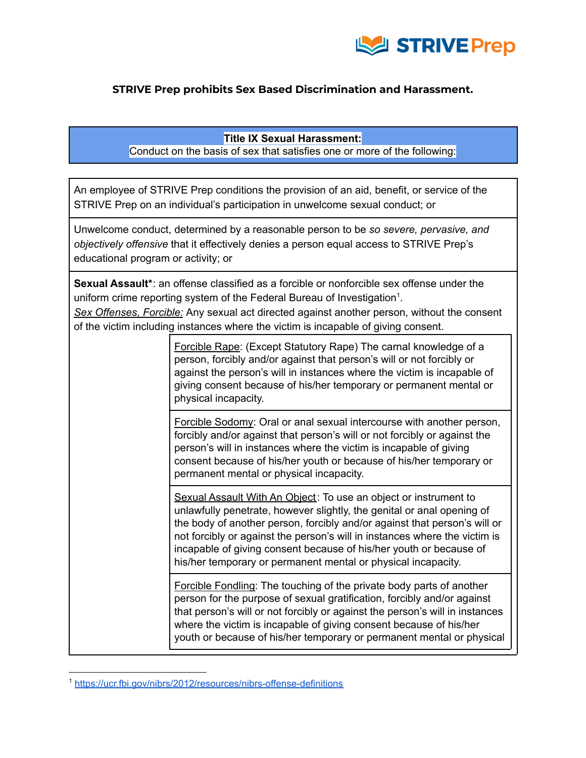**STRIVE Prep prohibits Sex Based Discrimination and Harassment.**

| **Title IX Sexual Harassment:**<br>Conduct on the basis of sex that satisfies one or more of the following: |
|---|

| | |
|---|---|
| An employee of STRIVE Prep conditions the provision of an aid, benefit, or service of the STRIVE Prep on an individual's participation in unwelcome sexual conduct; or | |
| Unwelcome conduct, determined by a reasonable person to be *so severe, pervasive, and objectively offensive* that it effectively denies a person equal access to STRIVE Prep's educational program or activity; or | |
| **Sexual Assault***: an offense classified as a forcible or nonforcible sex offense under the uniform crime reporting system of the Federal Bureau of Investigation[1].<br>*Sex Offenses, Forcible:* Any sexual act directed against another person, without the consent of the victim including instances where the victim is incapable of giving consent. | |
| | Forcible Rape: (Except Statutory Rape) The carnal knowledge of a person, forcibly and/or against that person's will or not forcibly or against the person's will in instances where the victim is incapable of giving consent because of his/her temporary or permanent mental or physical incapacity. |
| | Forcible Sodomy: Oral or anal sexual intercourse with another person, forcibly and/or against that person's will or not forcibly or against the person's will in instances where the victim is incapable of giving consent because of his/her youth or because of his/her temporary or permanent mental or physical incapacity. |
| | Sexual Assault With An Object: To use an object or instrument to unlawfully penetrate, however slightly, the genital or anal opening of the body of another person, forcibly and/or against that person's will or not forcibly or against the person's will in instances where the victim is incapable of giving consent because of his/her youth or because of his/her temporary or permanent mental or physical incapacity. |
| | Forcible Fondling: The touching of the private body parts of another person for the purpose of sexual gratification, forcibly and/or against that person's will or not forcibly or against the person's will in instances where the victim is incapable of giving consent because of his/her youth or because of his/her temporary or permanent mental or physical |

[1] https://ucr.fbi.gov/nibrs/2012/resources/nibrs-offense-definitions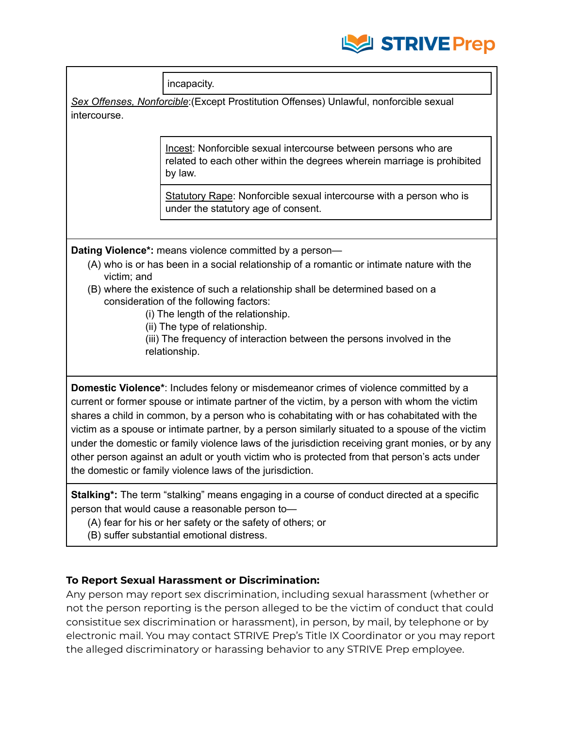| |
|---|
| incapacity. |

*Sex Offenses, Nonforcible*:(Except Prostitution Offenses) Unlawful, nonforcible sexual intercourse.

| |
|---|
| Incest: Nonforcible sexual intercourse between persons who are related to each other within the degrees wherein marriage is prohibited by law. |
| Statutory Rape: Nonforcible sexual intercourse with a person who is under the statutory age of consent. |

**Dating Violence*:** means violence committed by a person—

(A) who is or has been in a social relationship of a romantic or intimate nature with the victim; and

(B) where the existence of such a relationship shall be determined based on a consideration of the following factors:

(i) The length of the relationship.

(ii) The type of relationship.

(iii) The frequency of interaction between the persons involved in the relationship.

**Domestic Violence***: Includes felony or misdemeanor crimes of violence committed by a current or former spouse or intimate partner of the victim, by a person with whom the victim shares a child in common, by a person who is cohabitating with or has cohabitated with the victim as a spouse or intimate partner, by a person similarly situated to a spouse of the victim under the domestic or family violence laws of the jurisdiction receiving grant monies, or by any other person against an adult or youth victim who is protected from that person's acts under the domestic or family violence laws of the jurisdiction.

**Stalking*:** The term "stalking" means engaging in a course of conduct directed at a specific person that would cause a reasonable person to—

(A) fear for his or her safety or the safety of others; or

(B) suffer substantial emotional distress.

**To Report Sexual Harassment or Discrimination:**

Any person may report sex discrimination, including sexual harassment (whether or not the person reporting is the person alleged to be the victim of conduct that could consistitue sex discrimination or harassment), in person, by mail, by telephone or by electronic mail. You may contact STRIVE Prep's Title IX Coordinator or you may report the alleged discriminatory or harassing behavior to any STRIVE Prep employee.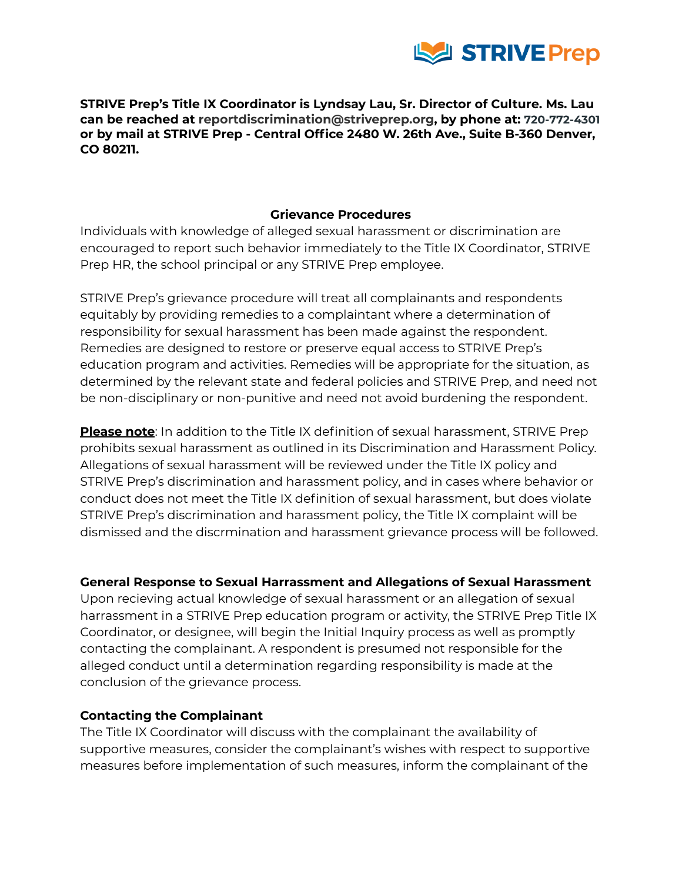**STRIVE Prep's Title IX Coordinator is Lyndsay Lau, Sr. Director of Culture. Ms. Lau can be reached at reportdiscrimination@striveprep.org, by phone at: 720-772-4301 or by mail at STRIVE Prep - Central Office 2480 W. 26th Ave., Suite B-360 Denver, CO 80211.**

## Grievance Procedures

Individuals with knowledge of alleged sexual harassment or discrimination are encouraged to report such behavior immediately to the Title IX Coordinator, STRIVE Prep HR, the school principal or any STRIVE Prep employee.

STRIVE Prep's grievance procedure will treat all complainants and respondents equitably by providing remedies to a complaintant where a determination of responsibility for sexual harassment has been made against the respondent. Remedies are designed to restore or preserve equal access to STRIVE Prep's education program and activities. Remedies will be appropriate for the situation, as determined by the relevant state and federal policies and STRIVE Prep, and need not be non-disciplinary or non-punitive and need not avoid burdening the respondent.

**Please note**: In addition to the Title IX definition of sexual harassment, STRIVE Prep prohibits sexual harassment as outlined in its Discrimination and Harassment Policy. Allegations of sexual harassment will be reviewed under the Title IX policy and STRIVE Prep's discrimination and harassment policy, and in cases where behavior or conduct does not meet the Title IX definition of sexual harassment, but does violate STRIVE Prep's discrimination and harassment policy, the Title IX complaint will be dismissed and the discrmination and harassment grievance process will be followed.

### General Response to Sexual Harrassment and Allegations of Sexual Harassment

Upon recieving actual knowledge of sexual harassment or an allegation of sexual harrassment in a STRIVE Prep education program or activity, the STRIVE Prep Title IX Coordinator, or designee, will begin the Initial Inquiry process as well as promptly contacting the complainant. A respondent is presumed not responsible for the alleged conduct until a determination regarding responsibility is made at the conclusion of the grievance process.

### Contacting the Complainant

The Title IX Coordinator will discuss with the complainant the availability of supportive measures, consider the complainant's wishes with respect to supportive measures before implementation of such measures, inform the complainant of the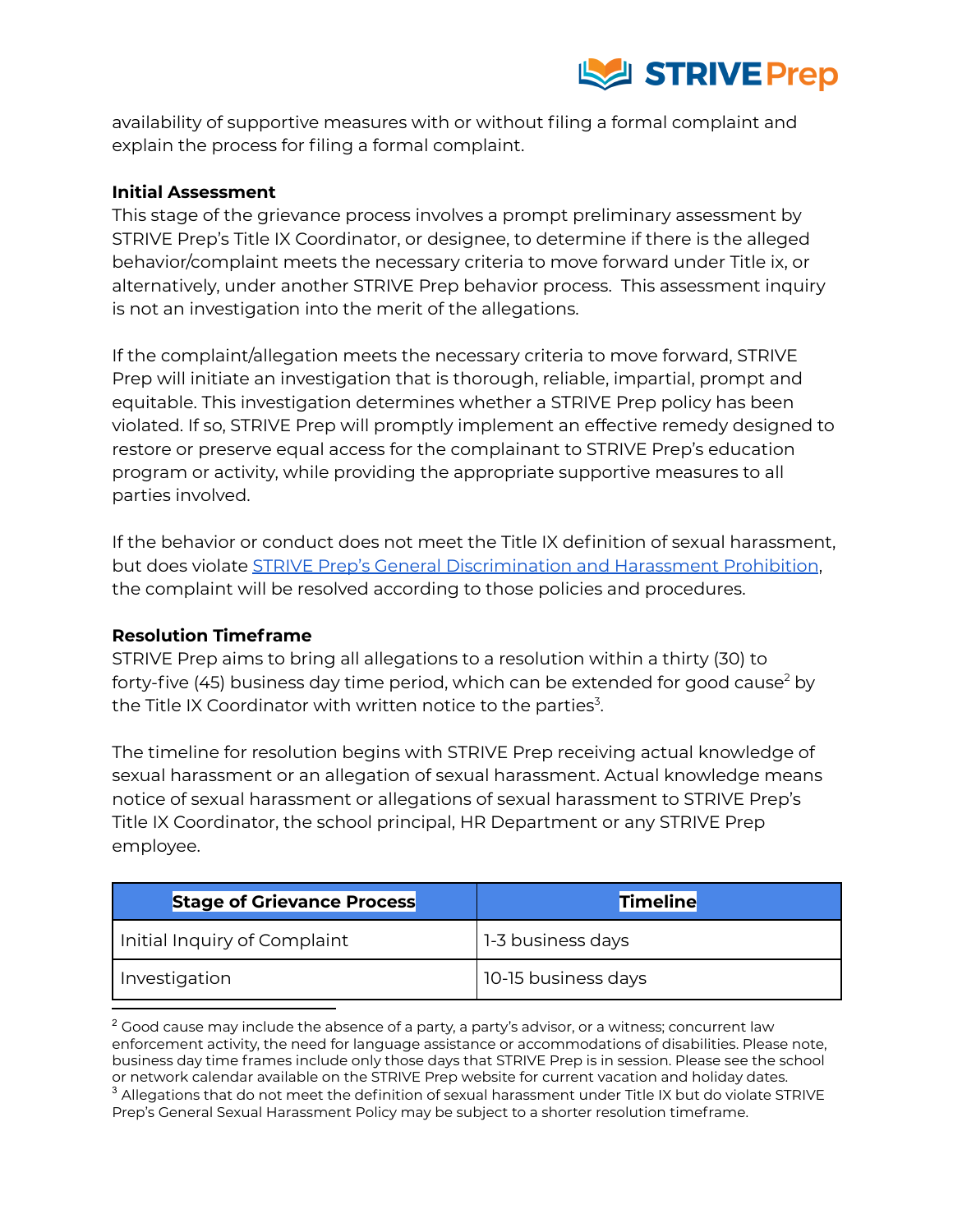availability of supportive measures with or without filing a formal complaint and explain the process for filing a formal complaint.

**Initial Assessment**

This stage of the grievance process involves a prompt preliminary assessment by STRIVE Prep's Title IX Coordinator, or designee, to determine if there is the alleged behavior/complaint meets the necessary criteria to move forward under Title ix, or alternatively, under another STRIVE Prep behavior process. This assessment inquiry is not an investigation into the merit of the allegations.

If the complaint/allegation meets the necessary criteria to move forward, STRIVE Prep will initiate an investigation that is thorough, reliable, impartial, prompt and equitable. This investigation determines whether a STRIVE Prep policy has been violated. If so, STRIVE Prep will promptly implement an effective remedy designed to restore or preserve equal access for the complainant to STRIVE Prep's education program or activity, while providing the appropriate supportive measures to all parties involved.

If the behavior or conduct does not meet the Title IX definition of sexual harassment, but does violate STRIVE Prep's General Discrimination and Harassment Prohibition, the complaint will be resolved according to those policies and procedures.

**Resolution Timeframe**

STRIVE Prep aims to bring all allegations to a resolution within a thirty (30) to forty-five (45) business day time period, which can be extended for good cause[2] by the Title IX Coordinator with written notice to the parties[3].

The timeline for resolution begins with STRIVE Prep receiving actual knowledge of sexual harassment or an allegation of sexual harassment. Actual knowledge means notice of sexual harassment or allegations of sexual harassment to STRIVE Prep's Title IX Coordinator, the school principal, HR Department or any STRIVE Prep employee.

| Stage of Grievance Process | Timeline |
|---|---|
| Initial Inquiry of Complaint | 1-3 business days |
| Investigation | 10-15 business days |

[2] Good cause may include the absence of a party, a party's advisor, or a witness; concurrent law enforcement activity, the need for language assistance or accommodations of disabilities. Please note, business day time frames include only those days that STRIVE Prep is in session. Please see the school or network calendar available on the STRIVE Prep website for current vacation and holiday dates.

[3] Allegations that do not meet the definition of sexual harassment under Title IX but do violate STRIVE Prep's General Sexual Harassment Policy may be subject to a shorter resolution timeframe.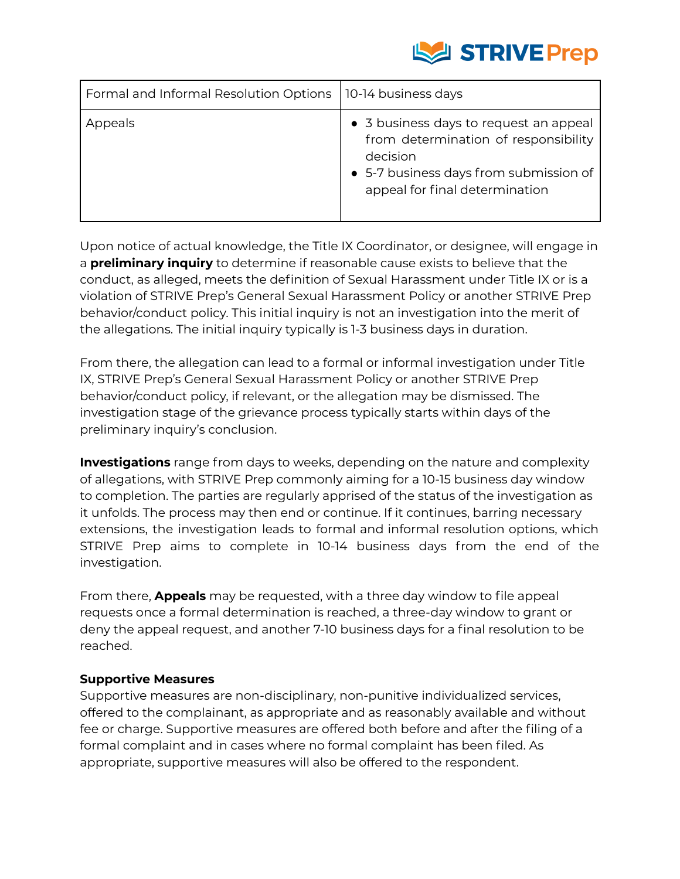| Formal and Informal Resolution Options | 10-14 business days |
|---|---|
| Appeals | • 3 business days to request an appeal from determination of responsibility decision<br>• 5-7 business days from submission of appeal for final determination |

Upon notice of actual knowledge, the Title IX Coordinator, or designee, will engage in a **preliminary inquiry** to determine if reasonable cause exists to believe that the conduct, as alleged, meets the definition of Sexual Harassment under Title IX or is a violation of STRIVE Prep's General Sexual Harassment Policy or another STRIVE Prep behavior/conduct policy. This initial inquiry is not an investigation into the merit of the allegations. The initial inquiry typically is 1-3 business days in duration.

From there, the allegation can lead to a formal or informal investigation under Title IX, STRIVE Prep's General Sexual Harassment Policy or another STRIVE Prep behavior/conduct policy, if relevant, or the allegation may be dismissed. The investigation stage of the grievance process typically starts within days of the preliminary inquiry's conclusion.

**Investigations** range from days to weeks, depending on the nature and complexity of allegations, with STRIVE Prep commonly aiming for a 10-15 business day window to completion. The parties are regularly apprised of the status of the investigation as it unfolds. The process may then end or continue. If it continues, barring necessary extensions, the investigation leads to formal and informal resolution options, which STRIVE Prep aims to complete in 10-14 business days from the end of the investigation.

From there, **Appeals** may be requested, with a three day window to file appeal requests once a formal determination is reached, a three-day window to grant or deny the appeal request, and another 7-10 business days for a final resolution to be reached.

**Supportive Measures**

Supportive measures are non-disciplinary, non-punitive individualized services, offered to the complainant, as appropriate and as reasonably available and without fee or charge. Supportive measures are offered both before and after the filing of a formal complaint and in cases where no formal complaint has been filed. As appropriate, supportive measures will also be offered to the respondent.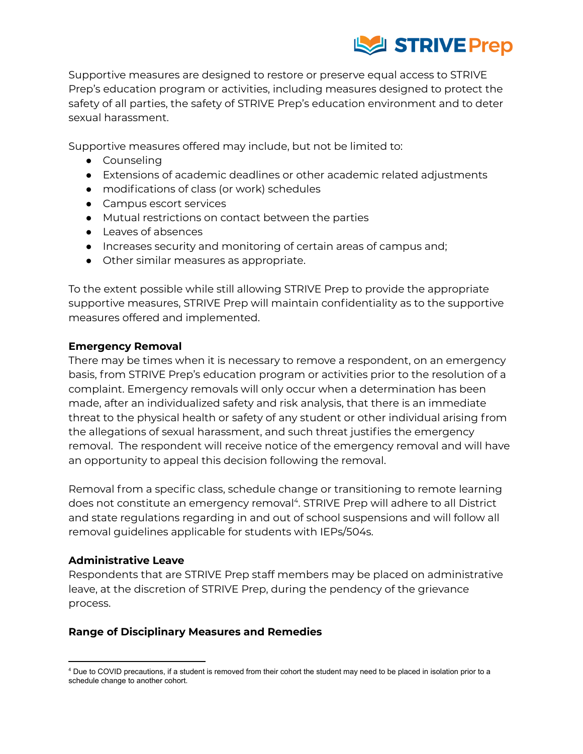Supportive measures are designed to restore or preserve equal access to STRIVE Prep's education program or activities, including measures designed to protect the safety of all parties, the safety of STRIVE Prep's education environment and to deter sexual harassment.

Supportive measures offered may include, but not be limited to:

- Counseling
- Extensions of academic deadlines or other academic related adjustments
- modifications of class (or work) schedules
- Campus escort services
- Mutual restrictions on contact between the parties
- Leaves of absences
- Increases security and monitoring of certain areas of campus and;
- Other similar measures as appropriate.

To the extent possible while still allowing STRIVE Prep to provide the appropriate supportive measures, STRIVE Prep will maintain confidentiality as to the supportive measures offered and implemented.

**Emergency Removal**

There may be times when it is necessary to remove a respondent, on an emergency basis, from STRIVE Prep's education program or activities prior to the resolution of a complaint. Emergency removals will only occur when a determination has been made, after an individualized safety and risk analysis, that there is an immediate threat to the physical health or safety of any student or other individual arising from the allegations of sexual harassment, and such threat justifies the emergency removal. The respondent will receive notice of the emergency removal and will have an opportunity to appeal this decision following the removal.

Removal from a specific class, schedule change or transitioning to remote learning does not constitute an emergency removal[4]. STRIVE Prep will adhere to all District and state regulations regarding in and out of school suspensions and will follow all removal guidelines applicable for students with IEPs/504s.

**Administrative Leave**

Respondents that are STRIVE Prep staff members may be placed on administrative leave, at the discretion of STRIVE Prep, during the pendency of the grievance process.

**Range of Disciplinary Measures and Remedies**

[4] Due to COVID precautions, if a student is removed from their cohort the student may need to be placed in isolation prior to a schedule change to another cohort.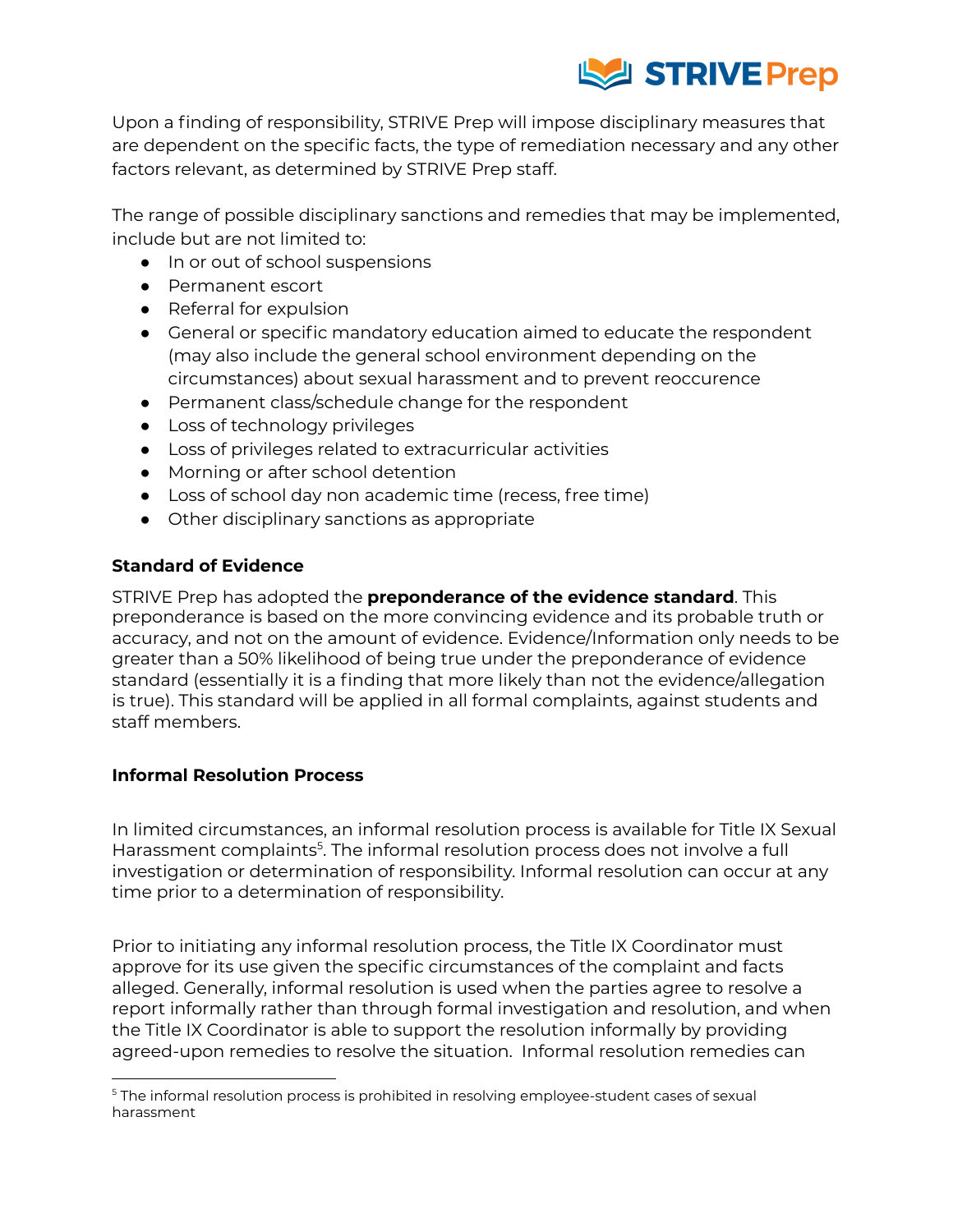Upon a finding of responsibility, STRIVE Prep will impose disciplinary measures that are dependent on the specific facts, the type of remediation necessary and any other factors relevant, as determined by STRIVE Prep staff.

The range of possible disciplinary sanctions and remedies that may be implemented, include but are not limited to:

- In or out of school suspensions
- Permanent escort
- Referral for expulsion
- General or specific mandatory education aimed to educate the respondent (may also include the general school environment depending on the circumstances) about sexual harassment and to prevent reoccurence
- Permanent class/schedule change for the respondent
- Loss of technology privileges
- Loss of privileges related to extracurricular activities
- Morning or after school detention
- Loss of school day non academic time (recess, free time)
- Other disciplinary sanctions as appropriate

### Standard of Evidence

STRIVE Prep has adopted the **preponderance of the evidence standard**. This preponderance is based on the more convincing evidence and its probable truth or accuracy, and not on the amount of evidence. Evidence/Information only needs to be greater than a 50% likelihood of being true under the preponderance of evidence standard (essentially it is a finding that more likely than not the evidence/allegation is true). This standard will be applied in all formal complaints, against students and staff members.

### Informal Resolution Process

In limited circumstances, an informal resolution process is available for Title IX Sexual Harassment complaints[5]. The informal resolution process does not involve a full investigation or determination of responsibility. Informal resolution can occur at any time prior to a determination of responsibility.

Prior to initiating any informal resolution process, the Title IX Coordinator must approve for its use given the specific circumstances of the complaint and facts alleged. Generally, informal resolution is used when the parties agree to resolve a report informally rather than through formal investigation and resolution, and when the Title IX Coordinator is able to support the resolution informally by providing agreed-upon remedies to resolve the situation. Informal resolution remedies can

[5] The informal resolution process is prohibited in resolving employee-student cases of sexual harassment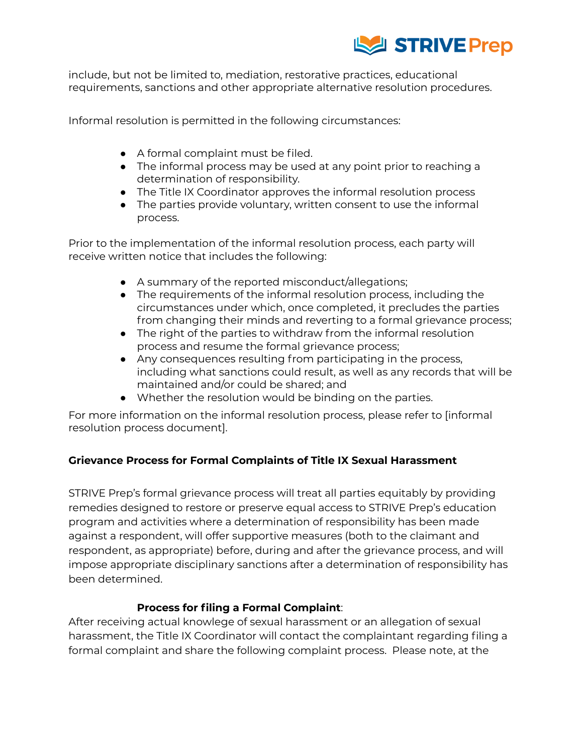include, but not be limited to, mediation, restorative practices, educational requirements, sanctions and other appropriate alternative resolution procedures.

Informal resolution is permitted in the following circumstances:

- A formal complaint must be filed.
- The informal process may be used at any point prior to reaching a determination of responsibility.
- The Title IX Coordinator approves the informal resolution process
- The parties provide voluntary, written consent to use the informal process.

Prior to the implementation of the informal resolution process, each party will receive written notice that includes the following:

- A summary of the reported misconduct/allegations;
- The requirements of the informal resolution process, including the circumstances under which, once completed, it precludes the parties from changing their minds and reverting to a formal grievance process;
- The right of the parties to withdraw from the informal resolution process and resume the formal grievance process;
- Any consequences resulting from participating in the process, including what sanctions could result, as well as any records that will be maintained and/or could be shared; and
- Whether the resolution would be binding on the parties.

For more information on the informal resolution process, please refer to [informal resolution process document].

**Grievance Process for Formal Complaints of Title IX Sexual Harassment**

STRIVE Prep's formal grievance process will treat all parties equitably by providing remedies designed to restore or preserve equal access to STRIVE Prep's education program and activities where a determination of responsibility has been made against a respondent, will offer supportive measures (both to the claimant and respondent, as appropriate) before, during and after the grievance process, and will impose appropriate disciplinary sanctions after a determination of responsibility has been determined.

**Process for filing a Formal Complaint**:

After receiving actual knowlege of sexual harassment or an allegation of sexual harassment, the Title IX Coordinator will contact the complaintant regarding filing a formal complaint and share the following complaint process. Please note, at the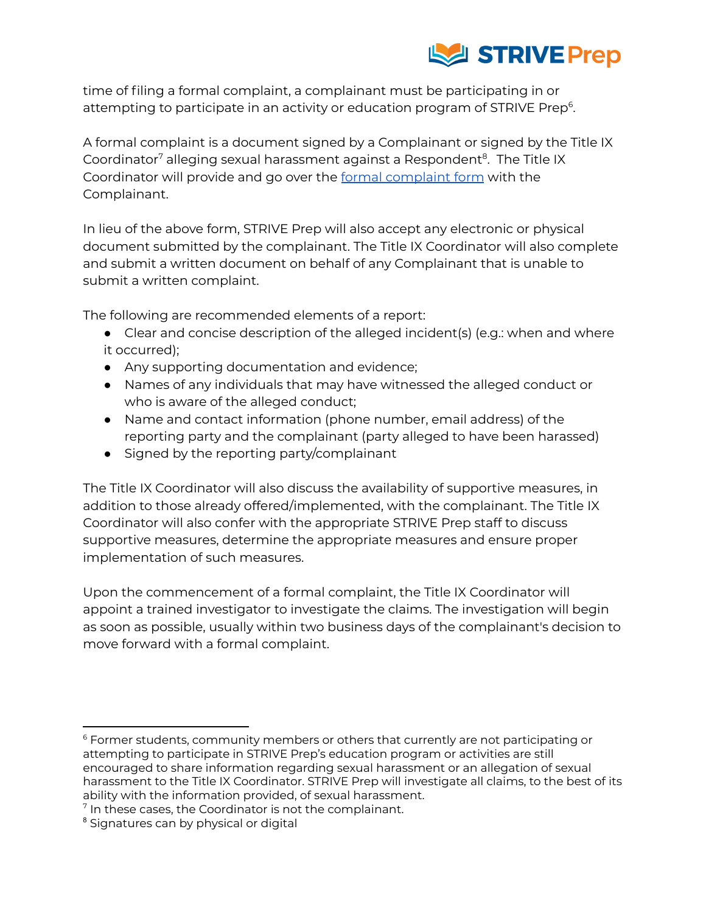time of filing a formal complaint, a complainant must be participating in or attempting to participate in an activity or education program of STRIVE Prep[6].

A formal complaint is a document signed by a Complainant or signed by the Title IX Coordinator[7] alleging sexual harassment against a Respondent[8]. The Title IX Coordinator will provide and go over the formal complaint form with the Complainant.

In lieu of the above form, STRIVE Prep will also accept any electronic or physical document submitted by the complainant. The Title IX Coordinator will also complete and submit a written document on behalf of any Complainant that is unable to submit a written complaint.

The following are recommended elements of a report:

- Clear and concise description of the alleged incident(s) (e.g.: when and where it occurred);
- Any supporting documentation and evidence;
- Names of any individuals that may have witnessed the alleged conduct or who is aware of the alleged conduct;
- Name and contact information (phone number, email address) of the reporting party and the complainant (party alleged to have been harassed)
- Signed by the reporting party/complainant

The Title IX Coordinator will also discuss the availability of supportive measures, in addition to those already offered/implemented, with the complainant. The Title IX Coordinator will also confer with the appropriate STRIVE Prep staff to discuss supportive measures, determine the appropriate measures and ensure proper implementation of such measures.

Upon the commencement of a formal complaint, the Title IX Coordinator will appoint a trained investigator to investigate the claims. The investigation will begin as soon as possible, usually within two business days of the complainant's decision to move forward with a formal complaint.

---

[6] Former students, community members or others that currently are not participating or attempting to participate in STRIVE Prep's education program or activities are still encouraged to share information regarding sexual harassment or an allegation of sexual harassment to the Title IX Coordinator. STRIVE Prep will investigate all claims, to the best of its ability with the information provided, of sexual harassment.

[7] In these cases, the Coordinator is not the complainant.

[8] Signatures can by physical or digital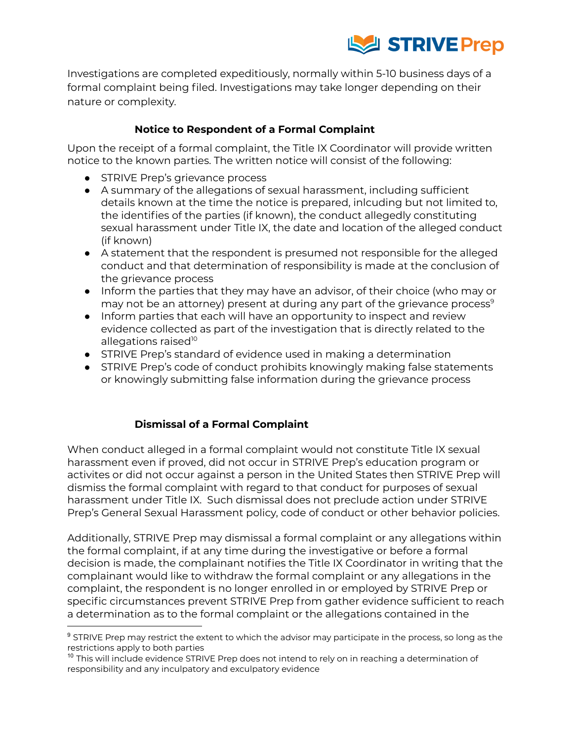Investigations are completed expeditiously, normally within 5-10 business days of a formal complaint being filed. Investigations may take longer depending on their nature or complexity.

### Notice to Respondent of a Formal Complaint

Upon the receipt of a formal complaint, the Title IX Coordinator will provide written notice to the known parties. The written notice will consist of the following:

- STRIVE Prep's grievance process
- A summary of the allegations of sexual harassment, including sufficient details known at the time the notice is prepared, inlcuding but not limited to, the identifies of the parties (if known), the conduct allegedly constituting sexual harassment under Title IX, the date and location of the alleged conduct (if known)
- A statement that the respondent is presumed not responsible for the alleged conduct and that determination of responsibility is made at the conclusion of the grievance process
- Inform the parties that they may have an advisor, of their choice (who may or may not be an attorney) present at during any part of the grievance process[9]
- Inform parties that each will have an opportunity to inspect and review evidence collected as part of the investigation that is directly related to the allegations raised[10]
- STRIVE Prep's standard of evidence used in making a determination
- STRIVE Prep's code of conduct prohibits knowingly making false statements or knowingly submitting false information during the grievance process

### Dismissal of a Formal Complaint

When conduct alleged in a formal complaint would not constitute Title IX sexual harassment even if proved, did not occur in STRIVE Prep's education program or activites or did not occur against a person in the United States then STRIVE Prep will dismiss the formal complaint with regard to that conduct for purposes of sexual harassment under Title IX. Such dismissal does not preclude action under STRIVE Prep's General Sexual Harassment policy, code of conduct or other behavior policies.

Additionally, STRIVE Prep may dismissal a formal complaint or any allegations within the formal complaint, if at any time during the investigative or before a formal decision is made, the complainant notifies the Title IX Coordinator in writing that the complainant would like to withdraw the formal complaint or any allegations in the complaint, the respondent is no longer enrolled in or employed by STRIVE Prep or specific circumstances prevent STRIVE Prep from gather evidence sufficient to reach a determination as to the formal complaint or the allegations contained in the

---

[9] STRIVE Prep may restrict the extent to which the advisor may participate in the process, so long as the restrictions apply to both parties

[10] This will include evidence STRIVE Prep does not intend to rely on in reaching a determination of responsibility and any inculpatory and exculpatory evidence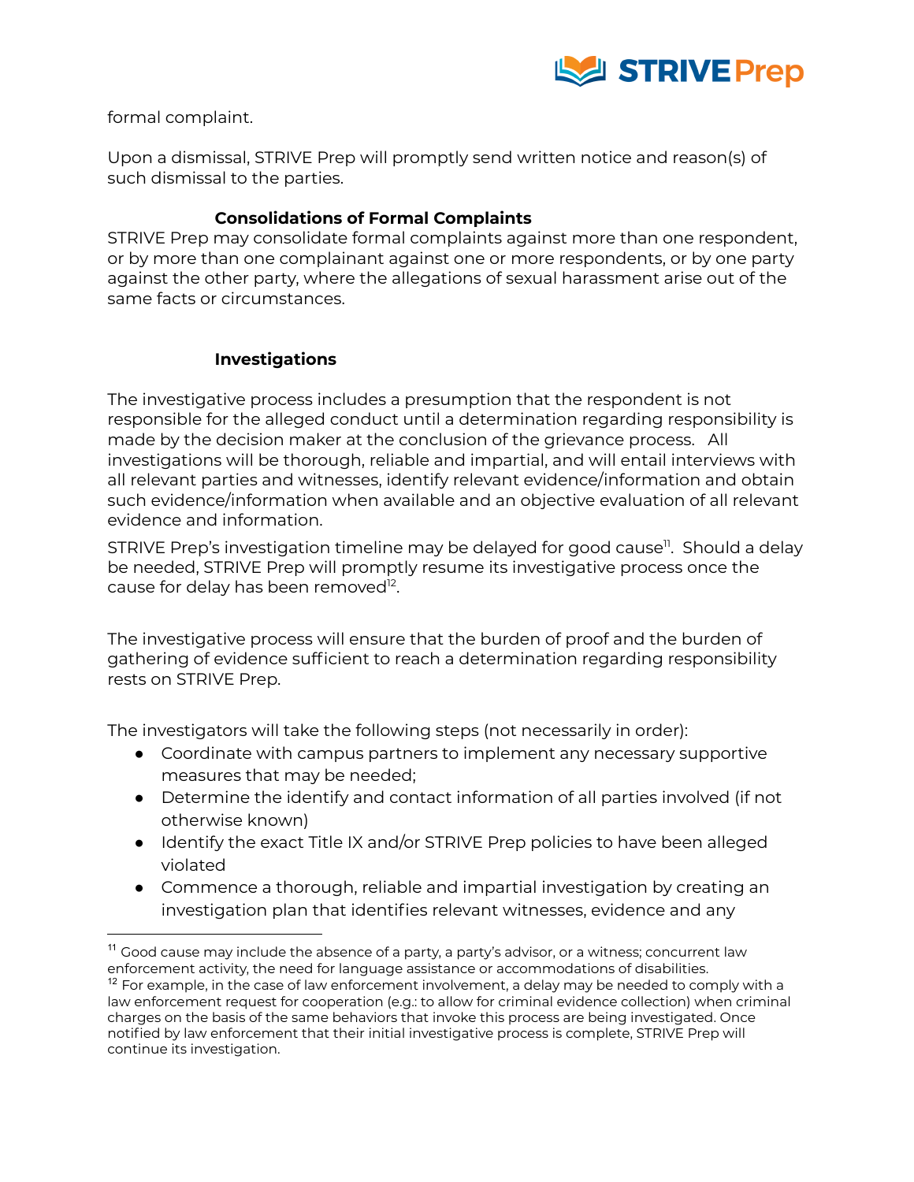formal complaint.

Upon a dismissal, STRIVE Prep will promptly send written notice and reason(s) of such dismissal to the parties.

### Consolidations of Formal Complaints

STRIVE Prep may consolidate formal complaints against more than one respondent, or by more than one complainant against one or more respondents, or by one party against the other party, where the allegations of sexual harassment arise out of the same facts or circumstances.

### Investigations

The investigative process includes a presumption that the respondent is not responsible for the alleged conduct until a determination regarding responsibility is made by the decision maker at the conclusion of the grievance process. All investigations will be thorough, reliable and impartial, and will entail interviews with all relevant parties and witnesses, identify relevant evidence/information and obtain such evidence/information when available and an objective evaluation of all relevant evidence and information.

STRIVE Prep's investigation timeline may be delayed for good cause[11]. Should a delay be needed, STRIVE Prep will promptly resume its investigative process once the cause for delay has been removed[12].

The investigative process will ensure that the burden of proof and the burden of gathering of evidence sufficient to reach a determination regarding responsibility rests on STRIVE Prep.

The investigators will take the following steps (not necessarily in order):

- Coordinate with campus partners to implement any necessary supportive measures that may be needed;
- Determine the identify and contact information of all parties involved (if not otherwise known)
- Identify the exact Title IX and/or STRIVE Prep policies to have been alleged violated
- Commence a thorough, reliable and impartial investigation by creating an investigation plan that identifies relevant witnesses, evidence and any

---

[11] Good cause may include the absence of a party, a party's advisor, or a witness; concurrent law enforcement activity, the need for language assistance or accommodations of disabilities.

[12] For example, in the case of law enforcement involvement, a delay may be needed to comply with a law enforcement request for cooperation (e.g.: to allow for criminal evidence collection) when criminal charges on the basis of the same behaviors that invoke this process are being investigated. Once notified by law enforcement that their initial investigative process is complete, STRIVE Prep will continue its investigation.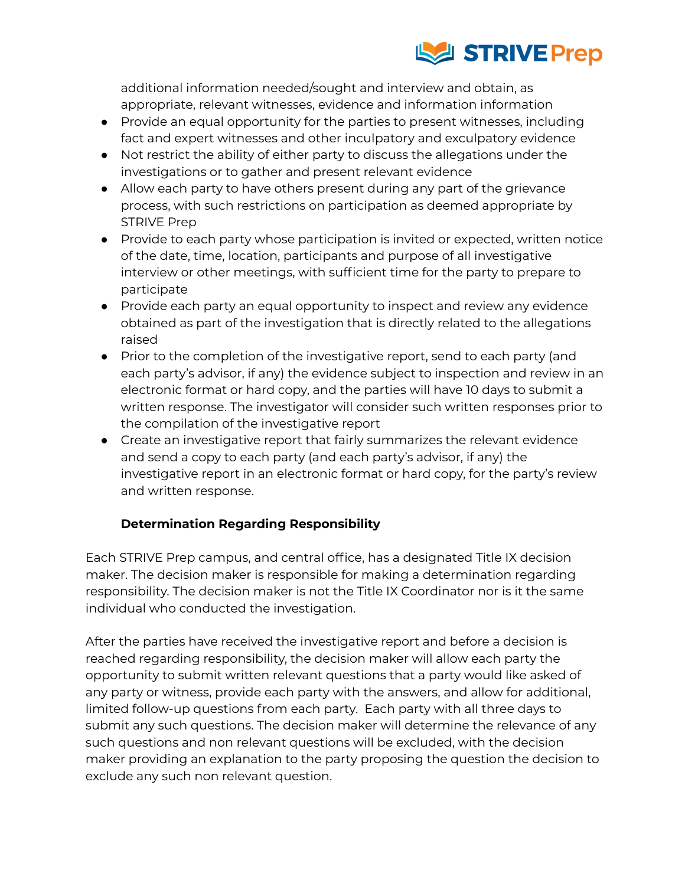additional information needed/sought and interview and obtain, as appropriate, relevant witnesses, evidence and information information

- Provide an equal opportunity for the parties to present witnesses, including fact and expert witnesses and other inculpatory and exculpatory evidence
- Not restrict the ability of either party to discuss the allegations under the investigations or to gather and present relevant evidence
- Allow each party to have others present during any part of the grievance process, with such restrictions on participation as deemed appropriate by STRIVE Prep
- Provide to each party whose participation is invited or expected, written notice of the date, time, location, participants and purpose of all investigative interview or other meetings, with sufficient time for the party to prepare to participate
- Provide each party an equal opportunity to inspect and review any evidence obtained as part of the investigation that is directly related to the allegations raised
- Prior to the completion of the investigative report, send to each party (and each party's advisor, if any) the evidence subject to inspection and review in an electronic format or hard copy, and the parties will have 10 days to submit a written response. The investigator will consider such written responses prior to the compilation of the investigative report
- Create an investigative report that fairly summarizes the relevant evidence and send a copy to each party (and each party's advisor, if any) the investigative report in an electronic format or hard copy, for the party's review and written response.

**Determination Regarding Responsibility**

Each STRIVE Prep campus, and central office, has a designated Title IX decision maker. The decision maker is responsible for making a determination regarding responsibility. The decision maker is not the Title IX Coordinator nor is it the same individual who conducted the investigation.

After the parties have received the investigative report and before a decision is reached regarding responsibility, the decision maker will allow each party the opportunity to submit written relevant questions that a party would like asked of any party or witness, provide each party with the answers, and allow for additional, limited follow-up questions from each party. Each party with all three days to submit any such questions. The decision maker will determine the relevance of any such questions and non relevant questions will be excluded, with the decision maker providing an explanation to the party proposing the question the decision to exclude any such non relevant question.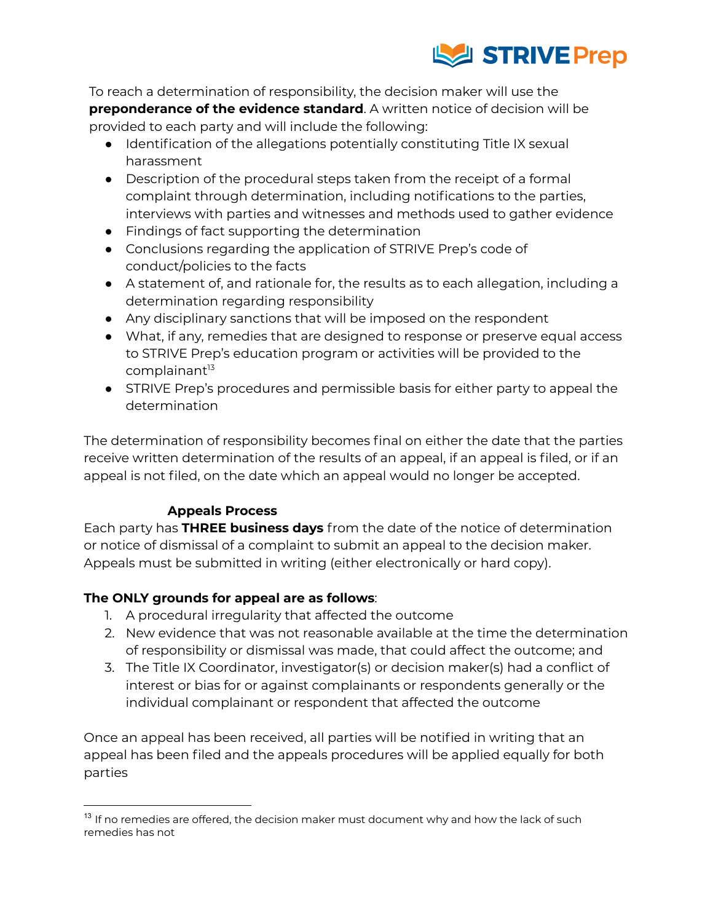To reach a determination of responsibility, the decision maker will use the **preponderance of the evidence standard**. A written notice of decision will be provided to each party and will include the following:

- Identification of the allegations potentially constituting Title IX sexual harassment
- Description of the procedural steps taken from the receipt of a formal complaint through determination, including notifications to the parties, interviews with parties and witnesses and methods used to gather evidence
- Findings of fact supporting the determination
- Conclusions regarding the application of STRIVE Prep's code of conduct/policies to the facts
- A statement of, and rationale for, the results as to each allegation, including a determination regarding responsibility
- Any disciplinary sanctions that will be imposed on the respondent
- What, if any, remedies that are designed to response or preserve equal access to STRIVE Prep's education program or activities will be provided to the complainant[13]
- STRIVE Prep's procedures and permissible basis for either party to appeal the determination

The determination of responsibility becomes final on either the date that the parties receive written determination of the results of an appeal, if an appeal is filed, or if an appeal is not filed, on the date which an appeal would no longer be accepted.

### Appeals Process

Each party has **THREE business days** from the date of the notice of determination or notice of dismissal of a complaint to submit an appeal to the decision maker. Appeals must be submitted in writing (either electronically or hard copy).

**The ONLY grounds for appeal are as follows**:

1. A procedural irregularity that affected the outcome
2. New evidence that was not reasonable available at the time the determination of responsibility or dismissal was made, that could affect the outcome; and
3. The Title IX Coordinator, investigator(s) or decision maker(s) had a conflict of interest or bias for or against complainants or respondents generally or the individual complainant or respondent that affected the outcome

Once an appeal has been received, all parties will be notified in writing that an appeal has been filed and the appeals procedures will be applied equally for both parties

[13] If no remedies are offered, the decision maker must document why and how the lack of such remedies has not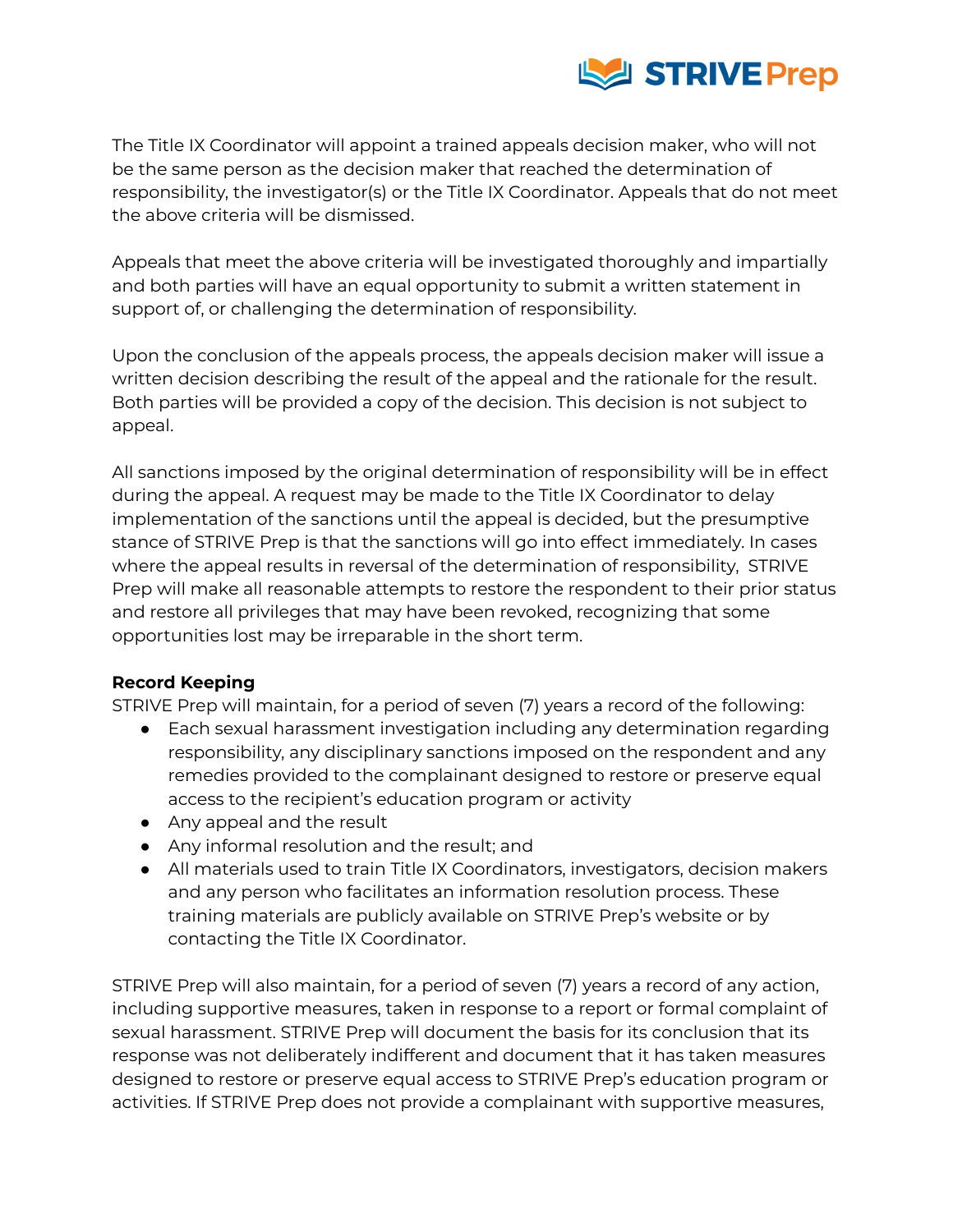The Title IX Coordinator will appoint a trained appeals decision maker, who will not be the same person as the decision maker that reached the determination of responsibility, the investigator(s) or the Title IX Coordinator. Appeals that do not meet the above criteria will be dismissed.

Appeals that meet the above criteria will be investigated thoroughly and impartially and both parties will have an equal opportunity to submit a written statement in support of, or challenging the determination of responsibility.

Upon the conclusion of the appeals process, the appeals decision maker will issue a written decision describing the result of the appeal and the rationale for the result. Both parties will be provided a copy of the decision. This decision is not subject to appeal.

All sanctions imposed by the original determination of responsibility will be in effect during the appeal. A request may be made to the Title IX Coordinator to delay implementation of the sanctions until the appeal is decided, but the presumptive stance of STRIVE Prep is that the sanctions will go into effect immediately. In cases where the appeal results in reversal of the determination of responsibility, STRIVE Prep will make all reasonable attempts to restore the respondent to their prior status and restore all privileges that may have been revoked, recognizing that some opportunities lost may be irreparable in the short term.

**Record Keeping**

STRIVE Prep will maintain, for a period of seven (7) years a record of the following:

- Each sexual harassment investigation including any determination regarding responsibility, any disciplinary sanctions imposed on the respondent and any remedies provided to the complainant designed to restore or preserve equal access to the recipient's education program or activity
- Any appeal and the result
- Any informal resolution and the result; and
- All materials used to train Title IX Coordinators, investigators, decision makers and any person who facilitates an information resolution process. These training materials are publicly available on STRIVE Prep's website or by contacting the Title IX Coordinator.

STRIVE Prep will also maintain, for a period of seven (7) years a record of any action, including supportive measures, taken in response to a report or formal complaint of sexual harassment. STRIVE Prep will document the basis for its conclusion that its response was not deliberately indifferent and document that it has taken measures designed to restore or preserve equal access to STRIVE Prep's education program or activities. If STRIVE Prep does not provide a complainant with supportive measures,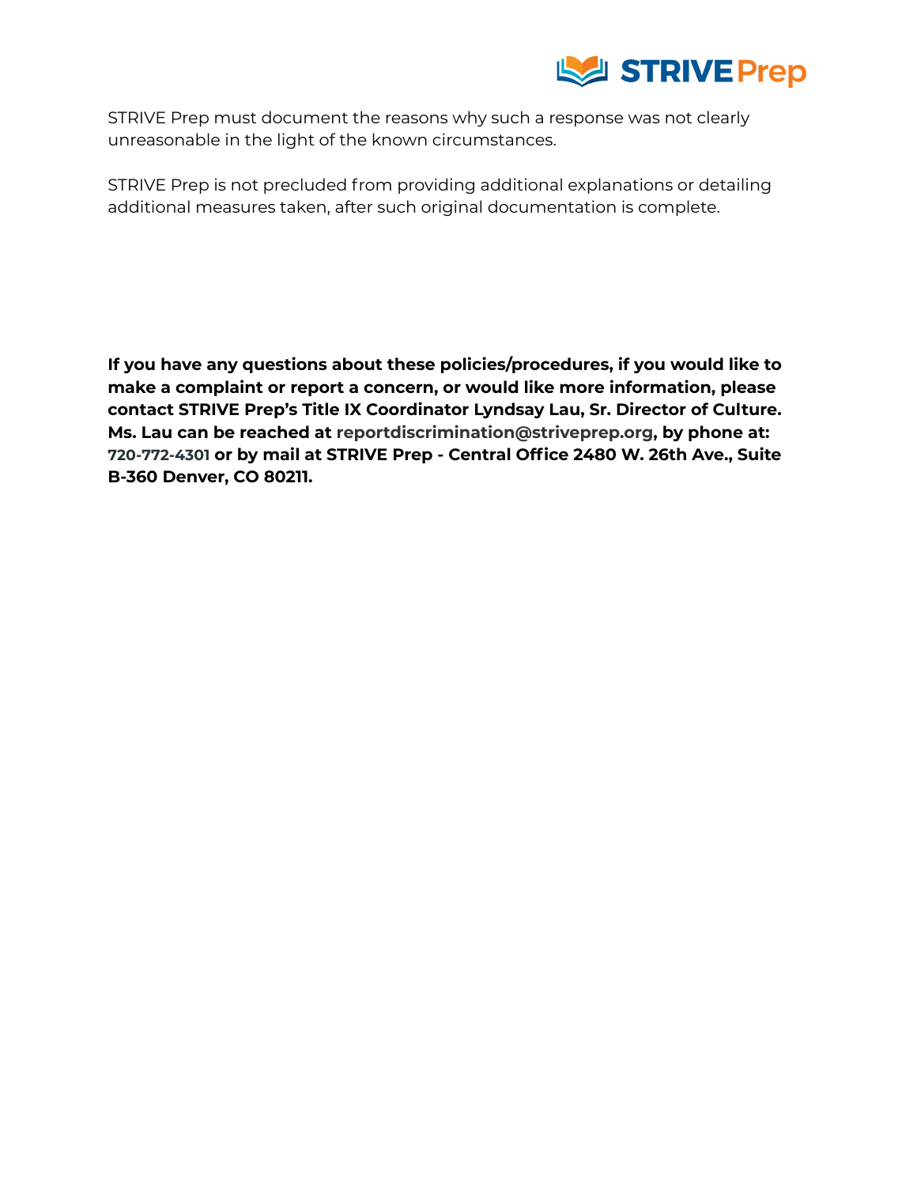STRIVE Prep must document the reasons why such a response was not clearly unreasonable in the light of the known circumstances.

STRIVE Prep is not precluded from providing additional explanations or detailing additional measures taken, after such original documentation is complete.

**If you have any questions about these policies/procedures, if you would like to make a complaint or report a concern, or would like more information, please contact STRIVE Prep's Title IX Coordinator Lyndsay Lau, Sr. Director of Culture. Ms. Lau can be reached at reportdiscrimination@striveprep.org, by phone at: 720-772-4301 or by mail at STRIVE Prep - Central Office 2480 W. 26th Ave., Suite B-360 Denver, CO 80211.**